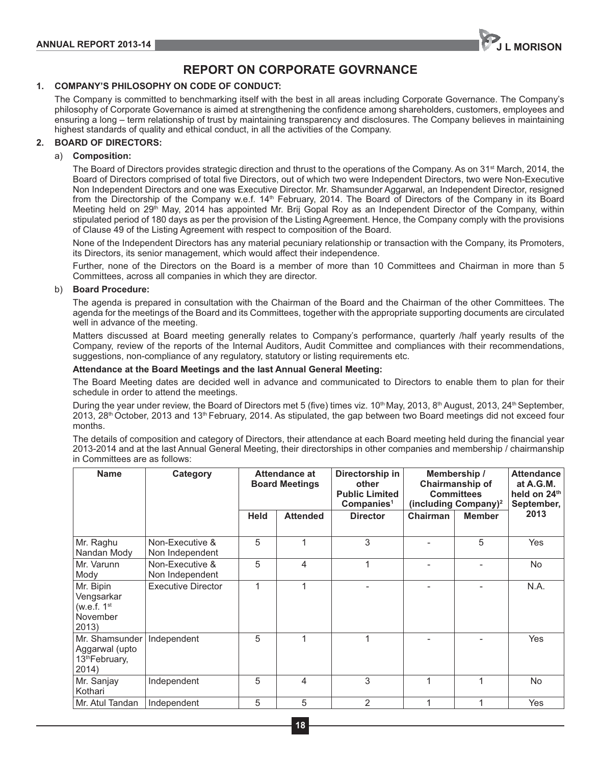# REPORT ON CORPORATE GOVRNANCE

## 1. COMPANY'S PHILOSOPHY ON CODE OF CONDUCT:

The Company is committed to benchmarking itself with the best in all areas including Corporate Governance. The Company's philosophy of Corporate Governance is aimed at strengthening the confidence among shareholders, customers, employees and ensuring a long – term relationship of trust by maintaining transparency and disclosures. The Company believes in maintaining highest standards of quality and ethical conduct, in all the activities of the Company.

## 2. BOARD OF DIRECTORS:

### a) Composition:

The Board of Directors provides strategic direction and thrust to the operations of the Company. As on 31st March, 2014, the Board of Directors comprised of total five Directors, out of which two were Independent Directors, two were Non-Executive Non Independent Directors and one was Executive Director. Mr. Shamsunder Aggarwal, an Independent Director, resigned from the Directorship of the Company w.e.f. 14th February, 2014. The Board of Directors of the Company in its Board Meeting held on 29th May, 2014 has appointed Mr. Brij Gopal Roy as an Independent Director of the Company, within stipulated period of 180 days as per the provision of the Listing Agreement. Hence, the Company comply with the provisions of Clause 49 of the Listing Agreement with respect to composition of the Board.

None of the Independent Directors has any material pecuniary relationship or transaction with the Company, its Promoters, its Directors, its senior management, which would affect their independence.

Further, none of the Directors on the Board is a member of more than 10 Committees and Chairman in more than 5 Committees, across all companies in which they are director.

### b) Board Procedure:

The agenda is prepared in consultation with the Chairman of the Board and the Chairman of the other Committees. The agenda for the meetings of the Board and its Committees, together with the appropriate supporting documents are circulated well in advance of the meeting.

Matters discussed at Board meeting generally relates to Company's performance, quarterly /half yearly results of the Company, review of the reports of the Internal Auditors, Audit Committee and compliances with their recommendations, suggestions, non-compliance of any regulatory, statutory or listing requirements etc.

**Attendance at the Board Meetings and the last Annual General Meeting:**

The Board Meeting dates are decided well in advance and communicated to Directors to enable them to plan for their schedule in order to attend the meetings.

During the year under review, the Board of Directors met 5 (five) times viz. 10th May, 2013, 8th August, 2013, 24th September, 2013, 28th October, 2013 and 13th February, 2014. As stipulated, the gap between two Board meetings did not exceed four months.

The details of composition and category of Directors, their attendance at each Board meeting held during the financial year 2013-2014 and at the last Annual General Meeting, their directorships in other companies and membership / chairmanship in Committees are as follows:

| Name | Category | Attendance at Board Meetings | | Directorship in other Public Limited Companies[1] | Membership / Chairmanship of Committees (including Company)[2] | | Attendance at A.G.M. held on 24th September, 2013 |
|---|---|---|---|---|---|---|---|
| | | Held | Attended | Director | Chairman | Member | |
| Mr. Raghu Nandan Mody | Non-Executive & Non Independent | 5 | 1 | 3 | - | 5 | Yes |
| Mr. Varunn Mody | Non-Executive & Non Independent | 5 | 4 | 1 | - | - | No |
| Mr. Bipin Vengsarkar (w.e.f. 1st November 2013) | Executive Director | 1 | 1 | - | - | - | N.A. |
| Mr. Shamsunder Aggarwal (upto 13th February, 2014) | Independent | 5 | 1 | 1 | - | - | Yes |
| Mr. Sanjay Kothari | Independent | 5 | 4 | 3 | 1 | 1 | No |
| Mr. Atul Tandan | Independent | 5 | 5 | 2 | 1 | 1 | Yes |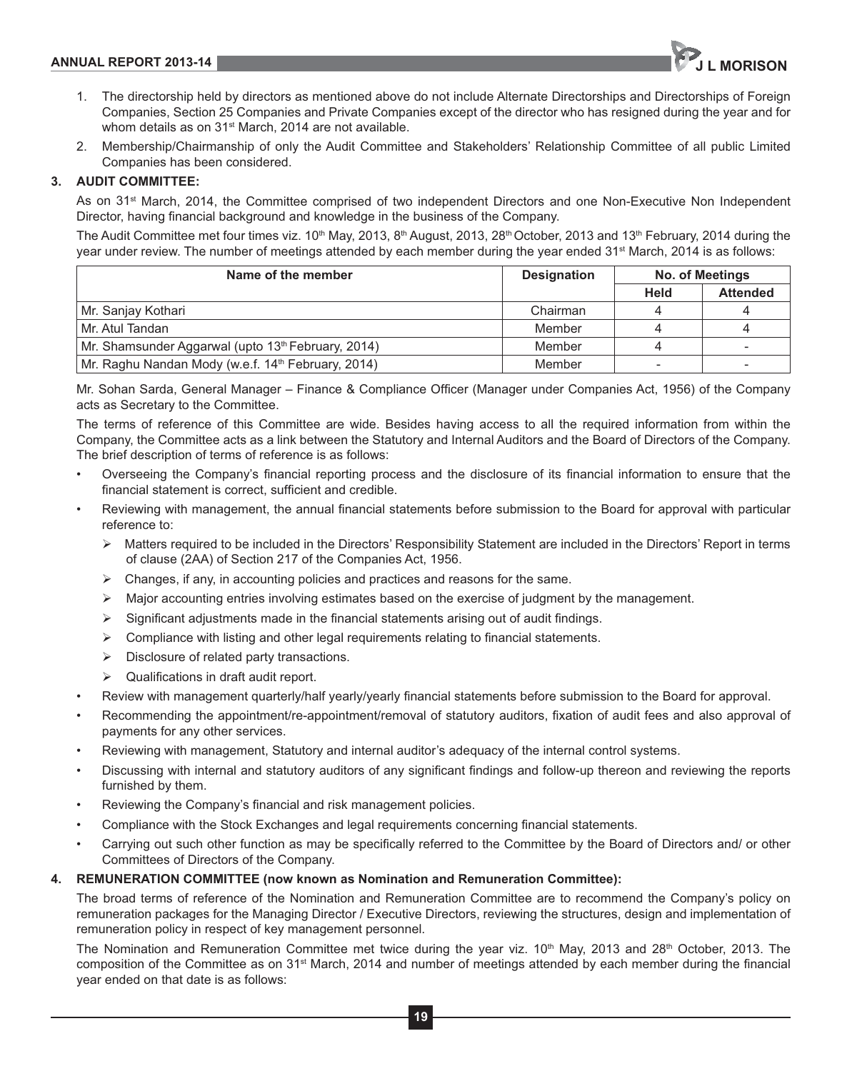1. The directorship held by directors as mentioned above do not include Alternate Directorships and Directorships of Foreign Companies, Section 25 Companies and Private Companies except of the director who has resigned during the year and for whom details as on 31st March, 2014 are not available.
2. Membership/Chairmanship of only the Audit Committee and Stakeholders' Relationship Committee of all public Limited Companies has been considered.

## 3. AUDIT COMMITTEE:

As on 31st March, 2014, the Committee comprised of two independent Directors and one Non-Executive Non Independent Director, having financial background and knowledge in the business of the Company.

The Audit Committee met four times viz. 10th May, 2013, 8th August, 2013, 28th October, 2013 and 13th February, 2014 during the year under review. The number of meetings attended by each member during the year ended 31st March, 2014 is as follows:

| Name of the member | Designation | No. of Meetings | |
|---|---|---|---|
| | | Held | Attended |
| Mr. Sanjay Kothari | Chairman | 4 | 4 |
| Mr. Atul Tandan | Member | 4 | 4 |
| Mr. Shamsunder Aggarwal (upto 13th February, 2014) | Member | 4 | - |
| Mr. Raghu Nandan Mody (w.e.f. 14th February, 2014) | Member | - | - |

Mr. Sohan Sarda, General Manager – Finance & Compliance Officer (Manager under Companies Act, 1956) of the Company acts as Secretary to the Committee.

The terms of reference of this Committee are wide. Besides having access to all the required information from within the Company, the Committee acts as a link between the Statutory and Internal Auditors and the Board of Directors of the Company. The brief description of terms of reference is as follows:

- Overseeing the Company's financial reporting process and the disclosure of its financial information to ensure that the financial statement is correct, sufficient and credible.
- Reviewing with management, the annual financial statements before submission to the Board for approval with particular reference to:
  - Matters required to be included in the Directors' Responsibility Statement are included in the Directors' Report in terms of clause (2AA) of Section 217 of the Companies Act, 1956.
  - Changes, if any, in accounting policies and practices and reasons for the same.
  - Major accounting entries involving estimates based on the exercise of judgment by the management.
  - Significant adjustments made in the financial statements arising out of audit findings.
  - Compliance with listing and other legal requirements relating to financial statements.
  - Disclosure of related party transactions.
  - Qualifications in draft audit report.
- Review with management quarterly/half yearly/yearly financial statements before submission to the Board for approval.
- Recommending the appointment/re-appointment/removal of statutory auditors, fixation of audit fees and also approval of payments for any other services.
- Reviewing with management, Statutory and internal auditor's adequacy of the internal control systems.
- Discussing with internal and statutory auditors of any significant findings and follow-up thereon and reviewing the reports furnished by them.
- Reviewing the Company's financial and risk management policies.
- Compliance with the Stock Exchanges and legal requirements concerning financial statements.
- Carrying out such other function as may be specifically referred to the Committee by the Board of Directors and/ or other Committees of Directors of the Company.

## 4. REMUNERATION COMMITTEE (now known as Nomination and Remuneration Committee):

The broad terms of reference of the Nomination and Remuneration Committee are to recommend the Company's policy on remuneration packages for the Managing Director / Executive Directors, reviewing the structures, design and implementation of remuneration policy in respect of key management personnel.

The Nomination and Remuneration Committee met twice during the year viz. 10th May, 2013 and 28th October, 2013. The composition of the Committee as on 31st March, 2014 and number of meetings attended by each member during the financial year ended on that date is as follows: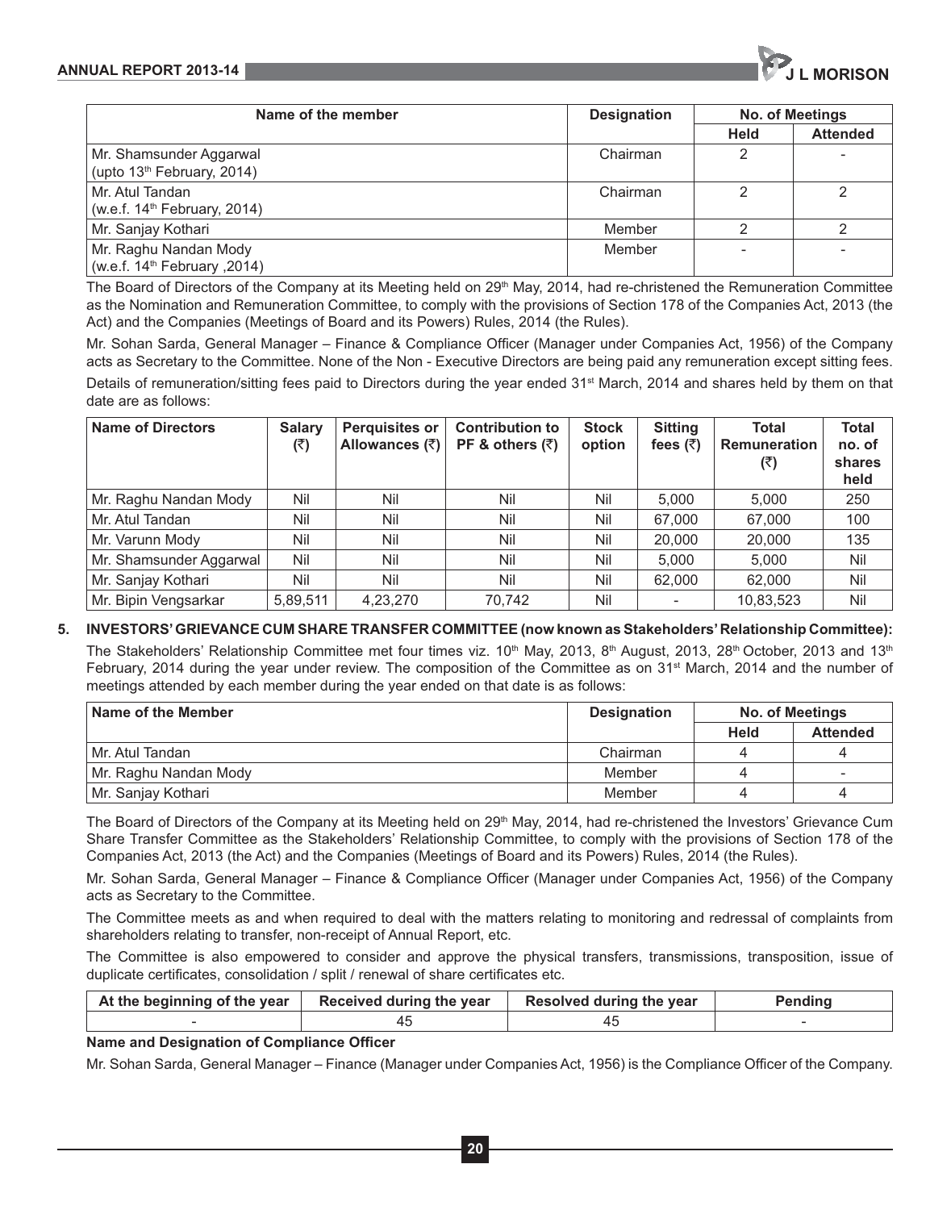| Name of the member | Designation | No. of Meetings | |
|---|---|---|---|
| | | Held | Attended |
| Mr. Shamsunder Aggarwal (upto 13th February, 2014) | Chairman | 2 | - |
| Mr. Atul Tandan (w.e.f. 14th February, 2014) | Chairman | 2 | 2 |
| Mr. Sanjay Kothari | Member | 2 | 2 |
| Mr. Raghu Nandan Mody (w.e.f. 14th February ,2014) | Member | - | - |

The Board of Directors of the Company at its Meeting held on 29th May, 2014, had re-christened the Remuneration Committee as the Nomination and Remuneration Committee, to comply with the provisions of Section 178 of the Companies Act, 2013 (the Act) and the Companies (Meetings of Board and its Powers) Rules, 2014 (the Rules).

Mr. Sohan Sarda, General Manager – Finance & Compliance Officer (Manager under Companies Act, 1956) of the Company acts as Secretary to the Committee. None of the Non - Executive Directors are being paid any remuneration except sitting fees.

Details of remuneration/sitting fees paid to Directors during the year ended 31st March, 2014 and shares held by them on that date are as follows:

| Name of Directors | Salary (₹) | Perquisites or Allowances (₹) | Contribution to PF & others (₹) | Stock option | Sitting fees (₹) | Total Remuneration (₹) | Total no. of shares held |
|---|---|---|---|---|---|---|---|
| Mr. Raghu Nandan Mody | Nil | Nil | Nil | Nil | 5,000 | 5,000 | 250 |
| Mr. Atul Tandan | Nil | Nil | Nil | Nil | 67,000 | 67,000 | 100 |
| Mr. Varunn Mody | Nil | Nil | Nil | Nil | 20,000 | 20,000 | 135 |
| Mr. Shamsunder Aggarwal | Nil | Nil | Nil | Nil | 5,000 | 5,000 | Nil |
| Mr. Sanjay Kothari | Nil | Nil | Nil | Nil | 62,000 | 62,000 | Nil |
| Mr. Bipin Vengsarkar | 5,89,511 | 4,23,270 | 70,742 | Nil | - | 10,83,523 | Nil |

## 5. INVESTORS' GRIEVANCE CUM SHARE TRANSFER COMMITTEE (now known as Stakeholders' Relationship Committee):

The Stakeholders' Relationship Committee met four times viz. 10th May, 2013, 8th August, 2013, 28th October, 2013 and 13th February, 2014 during the year under review. The composition of the Committee as on 31st March, 2014 and the number of meetings attended by each member during the year ended on that date is as follows:

| Name of the Member | Designation | No. of Meetings | |
|---|---|---|---|
| | | Held | Attended |
| Mr. Atul Tandan | Chairman | 4 | 4 |
| Mr. Raghu Nandan Mody | Member | 4 | - |
| Mr. Sanjay Kothari | Member | 4 | 4 |

The Board of Directors of the Company at its Meeting held on 29th May, 2014, had re-christened the Investors' Grievance Cum Share Transfer Committee as the Stakeholders' Relationship Committee, to comply with the provisions of Section 178 of the Companies Act, 2013 (the Act) and the Companies (Meetings of Board and its Powers) Rules, 2014 (the Rules).

Mr. Sohan Sarda, General Manager – Finance & Compliance Officer (Manager under Companies Act, 1956) of the Company acts as Secretary to the Committee.

The Committee meets as and when required to deal with the matters relating to monitoring and redressal of complaints from shareholders relating to transfer, non-receipt of Annual Report, etc.

The Committee is also empowered to consider and approve the physical transfers, transmissions, transposition, issue of duplicate certificates, consolidation / split / renewal of share certificates etc.

| At the beginning of the year | Received during the year | Resolved during the year | Pending |
|---|---|---|---|
| - | 45 | 45 | - |

**Name and Designation of Compliance Officer**

Mr. Sohan Sarda, General Manager – Finance (Manager under Companies Act, 1956) is the Compliance Officer of the Company.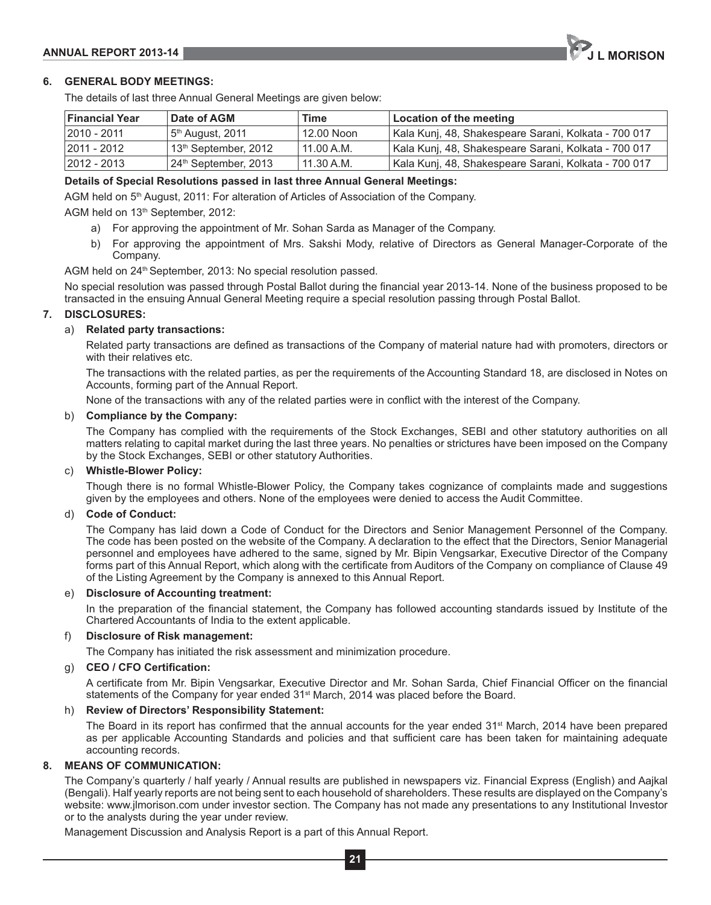## 6. GENERAL BODY MEETINGS:

The details of last three Annual General Meetings are given below:

| Financial Year | Date of AGM | Time | Location of the meeting |
|---|---|---|---|
| 2010 - 2011 | 5th August, 2011 | 12.00 Noon | Kala Kunj, 48, Shakespeare Sarani, Kolkata - 700 017 |
| 2011 - 2012 | 13th September, 2012 | 11.00 A.M. | Kala Kunj, 48, Shakespeare Sarani, Kolkata - 700 017 |
| 2012 - 2013 | 24th September, 2013 | 11.30 A.M. | Kala Kunj, 48, Shakespeare Sarani, Kolkata - 700 017 |

**Details of Special Resolutions passed in last three Annual General Meetings:**

AGM held on 5th August, 2011: For alteration of Articles of Association of the Company.

AGM held on 13th September, 2012:

a) For approving the appointment of Mr. Sohan Sarda as Manager of the Company.

b) For approving the appointment of Mrs. Sakshi Mody, relative of Directors as General Manager-Corporate of the Company.

AGM held on 24th September, 2013: No special resolution passed.

No special resolution was passed through Postal Ballot during the financial year 2013-14. None of the business proposed to be transacted in the ensuing Annual General Meeting require a special resolution passing through Postal Ballot.

## 7. DISCLOSURES:

a) **Related party transactions:**

Related party transactions are defined as transactions of the Company of material nature had with promoters, directors or with their relatives etc.

The transactions with the related parties, as per the requirements of the Accounting Standard 18, are disclosed in Notes on Accounts, forming part of the Annual Report.

None of the transactions with any of the related parties were in conflict with the interest of the Company.

b) **Compliance by the Company:**

The Company has complied with the requirements of the Stock Exchanges, SEBI and other statutory authorities on all matters relating to capital market during the last three years. No penalties or strictures have been imposed on the Company by the Stock Exchanges, SEBI or other statutory Authorities.

c) **Whistle-Blower Policy:**

Though there is no formal Whistle-Blower Policy, the Company takes cognizance of complaints made and suggestions given by the employees and others. None of the employees were denied to access the Audit Committee.

d) **Code of Conduct:**

The Company has laid down a Code of Conduct for the Directors and Senior Management Personnel of the Company. The code has been posted on the website of the Company. A declaration to the effect that the Directors, Senior Managerial personnel and employees have adhered to the same, signed by Mr. Bipin Vengsarkar, Executive Director of the Company forms part of this Annual Report, which along with the certificate from Auditors of the Company on compliance of Clause 49 of the Listing Agreement by the Company is annexed to this Annual Report.

e) **Disclosure of Accounting treatment:**

In the preparation of the financial statement, the Company has followed accounting standards issued by Institute of the Chartered Accountants of India to the extent applicable.

f) **Disclosure of Risk management:**

The Company has initiated the risk assessment and minimization procedure.

g) **CEO / CFO Certification:**

A certificate from Mr. Bipin Vengsarkar, Executive Director and Mr. Sohan Sarda, Chief Financial Officer on the financial statements of the Company for year ended 31st March, 2014 was placed before the Board.

h) **Review of Directors' Responsibility Statement:**

The Board in its report has confirmed that the annual accounts for the year ended 31st March, 2014 have been prepared as per applicable Accounting Standards and policies and that sufficient care has been taken for maintaining adequate accounting records.

## 8. MEANS OF COMMUNICATION:

The Company's quarterly / half yearly / Annual results are published in newspapers viz. Financial Express (English) and Aajkal (Bengali). Half yearly reports are not being sent to each household of shareholders. These results are displayed on the Company's website: www.jlmorison.com under investor section. The Company has not made any presentations to any Institutional Investor or to the analysts during the year under review.

Management Discussion and Analysis Report is a part of this Annual Report.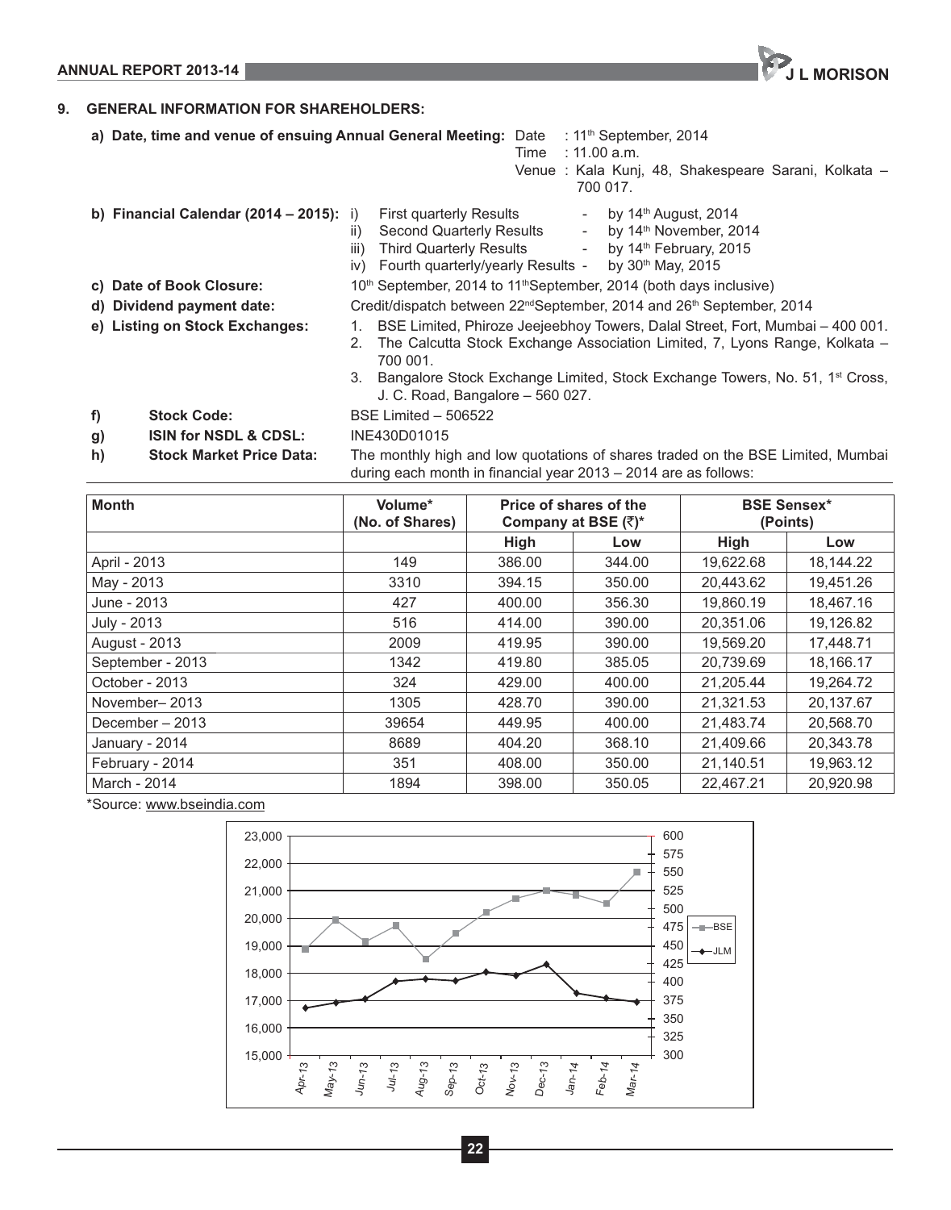## 9. GENERAL INFORMATION FOR SHAREHOLDERS:

**a) Date, time and venue of ensuing Annual General Meeting:**
Date : 11th September, 2014
Time : 11.00 a.m.
Venue : Kala Kunj, 48, Shakespeare Sarani, Kolkata – 700 017.

**b) Financial Calendar (2014 – 2015):**
- i) First quarterly Results - by 14th August, 2014
- ii) Second Quarterly Results - by 14th November, 2014
- iii) Third Quarterly Results - by 14th February, 2015
- iv) Fourth quarterly/yearly Results - by 30th May, 2015

**c) Date of Book Closure:** 10th September, 2014 to 11th September, 2014 (both days inclusive)

**d) Dividend payment date:** Credit/dispatch between 22nd September, 2014 and 26th September, 2014

**e) Listing on Stock Exchanges:**
1. BSE Limited, Phiroze Jeejeebhoy Towers, Dalal Street, Fort, Mumbai – 400 001.
2. The Calcutta Stock Exchange Association Limited, 7, Lyons Range, Kolkata – 700 001.
3. Bangalore Stock Exchange Limited, Stock Exchange Towers, No. 51, 1st Cross, J. C. Road, Bangalore – 560 027.

**f) Stock Code:** BSE Limited – 506522

**g) ISIN for NSDL & CDSL:** INE430D01015

**h) Stock Market Price Data:** The monthly high and low quotations of shares traded on the BSE Limited, Mumbai during each month in financial year 2013 – 2014 are as follows:

| Month | Volume* (No. of Shares) | Price of shares of the Company at BSE (₹)* | | BSE Sensex* (Points) | |
|---|---|---|---|---|---|
| | | High | Low | High | Low |
| April - 2013 | 149 | 386.00 | 344.00 | 19,622.68 | 18,144.22 |
| May - 2013 | 3310 | 394.15 | 350.00 | 20,443.62 | 19,451.26 |
| June - 2013 | 427 | 400.00 | 356.30 | 19,860.19 | 18,467.16 |
| July - 2013 | 516 | 414.00 | 390.00 | 20,351.06 | 19,126.82 |
| August - 2013 | 2009 | 419.95 | 390.00 | 19,569.20 | 17,448.71 |
| September - 2013 | 1342 | 419.80 | 385.05 | 20,739.69 | 18,166.17 |
| October - 2013 | 324 | 429.00 | 400.00 | 21,205.44 | 19,264.72 |
| November– 2013 | 1305 | 428.70 | 390.00 | 21,321.53 | 20,137.67 |
| December – 2013 | 39654 | 449.95 | 400.00 | 21,483.74 | 20,568.70 |
| January - 2014 | 8689 | 404.20 | 368.10 | 21,409.66 | 20,343.78 |
| February - 2014 | 351 | 408.00 | 350.00 | 21,140.51 | 19,963.12 |
| March - 2014 | 1894 | 398.00 | 350.05 | 22,467.21 | 20,920.98 |

*Source: www.bseindia.com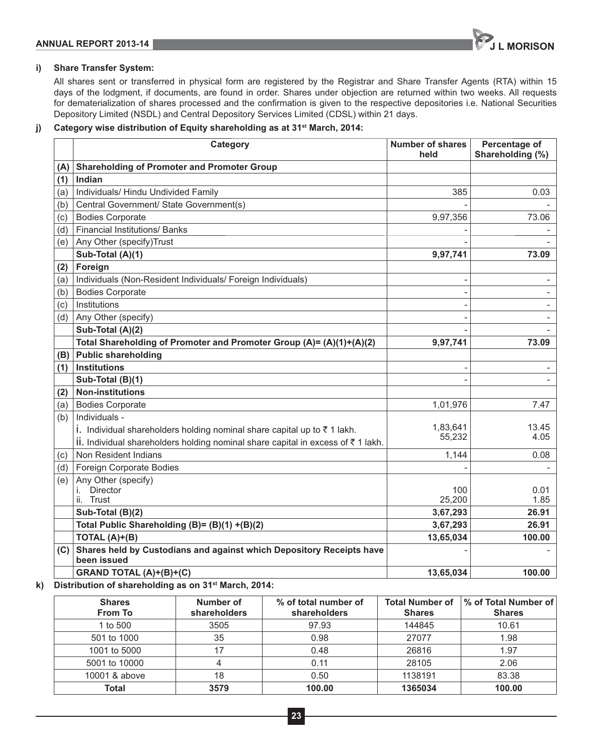### i) Share Transfer System:

All shares sent or transferred in physical form are registered by the Registrar and Share Transfer Agents (RTA) within 15 days of the lodgment, if documents, are found in order. Shares under objection are returned within two weeks. All requests for dematerialization of shares processed and the confirmation is given to the respective depositories i.e. National Securities Depository Limited (NSDL) and Central Depository Services Limited (CDSL) within 21 days.

### j) Category wise distribution of Equity shareholding as at 31st March, 2014:

| | Category | Number of shares held | Percentage of Shareholding (%) |
|---|---|---|---|
| **(A)** | **Shareholding of Promoter and Promoter Group** | | |
| **(1)** | **Indian** | | |
| (a) | Individuals/ Hindu Undivided Family | 385 | 0.03 |
| (b) | Central Government/ State Government(s) | - | - |
| (c) | Bodies Corporate | 9,97,356 | 73.06 |
| (d) | Financial Institutions/ Banks | - | - |
| (e) | Any Other (specify)Trust | - | - |
| | **Sub-Total (A)(1)** | **9,97,741** | **73.09** |
| **(2)** | **Foreign** | | |
| (a) | Individuals (Non-Resident Individuals/ Foreign Individuals) | - | - |
| (b) | Bodies Corporate | - | - |
| (c) | Institutions | - | - |
| (d) | Any Other (specify) | - | - |
| | **Sub-Total (A)(2)** | - | - |
| | **Total Shareholding of Promoter and Promoter Group (A)= (A)(1)+(A)(2)** | **9,97,741** | **73.09** |
| **(B)** | **Public shareholding** | | |
| **(1)** | **Institutions** | - | - |
| | **Sub-Total (B)(1)** | - | - |
| **(2)** | **Non-institutions** | | |
| (a) | Bodies Corporate | 1,01,976 | 7.47 |
| (b) | Individuals -<br>i. Individual shareholders holding nominal share capital up to ₹ 1 lakh.<br>ii. Individual shareholders holding nominal share capital in excess of ₹ 1 lakh. | 1,83,641<br>55,232 | 13.45<br>4.05 |
| (c) | Non Resident Indians | 1,144 | 0.08 |
| (d) | Foreign Corporate Bodies | - | - |
| (e) | Any Other (specify)<br>i. Director<br>ii. Trust | 100<br>25,200 | 0.01<br>1.85 |
| | **Sub-Total (B)(2)** | **3,67,293** | **26.91** |
| | **Total Public Shareholding (B)= (B)(1) +(B)(2)** | **3,67,293** | **26.91** |
| | **TOTAL (A)+(B)** | **13,65,034** | **100.00** |
| **(C)** | **Shares held by Custodians and against which Depository Receipts have been issued** | - | - |
| | **GRAND TOTAL (A)+(B)+(C)** | **13,65,034** | **100.00** |

### k) Distribution of shareholding as on 31st March, 2014:

| Shares From To | Number of shareholders | % of total number of shareholders | Total Number of Shares | % of Total Number of Shares |
|---|---|---|---|---|
| 1 to 500 | 3505 | 97.93 | 144845 | 10.61 |
| 501 to 1000 | 35 | 0.98 | 27077 | 1.98 |
| 1001 to 5000 | 17 | 0.48 | 26816 | 1.97 |
| 5001 to 10000 | 4 | 0.11 | 28105 | 2.06 |
| 10001 & above | 18 | 0.50 | 1138191 | 83.38 |
| **Total** | **3579** | **100.00** | **1365034** | **100.00** |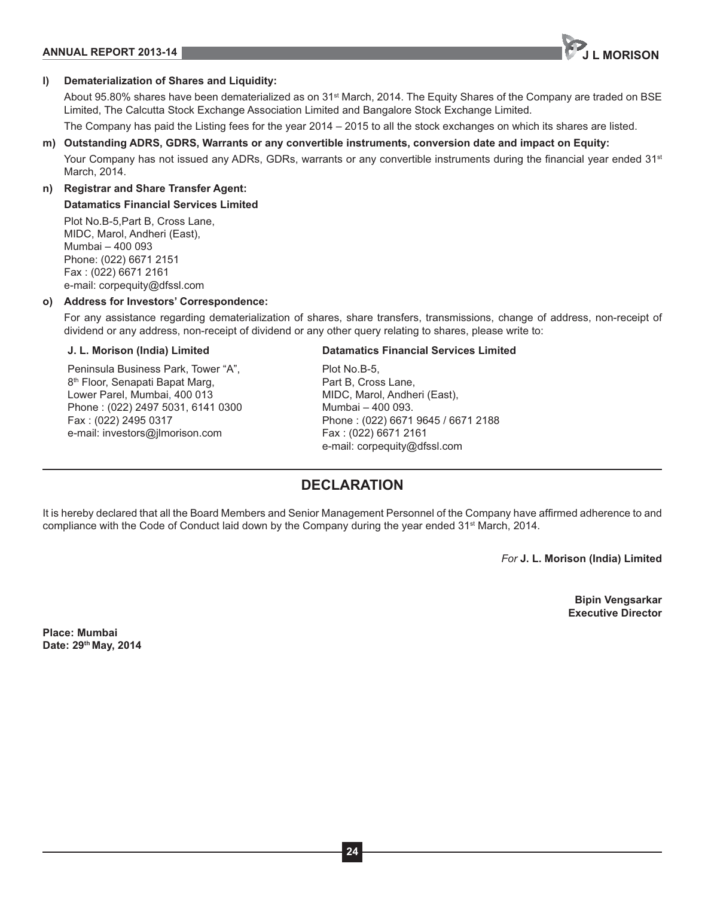**l) Dematerialization of Shares and Liquidity:**

About 95.80% shares have been dematerialized as on 31st March, 2014. The Equity Shares of the Company are traded on BSE Limited, The Calcutta Stock Exchange Association Limited and Bangalore Stock Exchange Limited.

The Company has paid the Listing fees for the year 2014 – 2015 to all the stock exchanges on which its shares are listed.

**m) Outstanding ADRS, GDRS, Warrants or any convertible instruments, conversion date and impact on Equity:**

Your Company has not issued any ADRs, GDRs, warrants or any convertible instruments during the financial year ended 31st March, 2014.

**n) Registrar and Share Transfer Agent:**

**Datamatics Financial Services Limited**

Plot No.B-5,Part B, Cross Lane,
MIDC, Marol, Andheri (East),
Mumbai – 400 093
Phone: (022) 6671 2151
Fax : (022) 6671 2161
e-mail: corpequity@dfssl.com

**o) Address for Investors' Correspondence:**

For any assistance regarding dematerialization of shares, share transfers, transmissions, change of address, non-receipt of dividend or any address, non-receipt of dividend or any other query relating to shares, please write to:

**J. L. Morison (India) Limited**

Peninsula Business Park, Tower "A",
8th Floor, Senapati Bapat Marg,
Lower Parel, Mumbai, 400 013
Phone : (022) 2497 5031, 6141 0300
Fax : (022) 2495 0317
e-mail: investors@jlmorison.com

**Datamatics Financial Services Limited**

Plot No.B-5,
Part B, Cross Lane,
MIDC, Marol, Andheri (East),
Mumbai – 400 093.
Phone : (022) 6671 9645 / 6671 2188
Fax : (022) 6671 2161
e-mail: corpequity@dfssl.com

## DECLARATION

It is hereby declared that all the Board Members and Senior Management Personnel of the Company have affirmed adherence to and compliance with the Code of Conduct laid down by the Company during the year ended 31st March, 2014.

*For* **J. L. Morison (India) Limited**

**Bipin Vengsarkar**
**Executive Director**

**Place: Mumbai**
**Date: 29th May, 2014**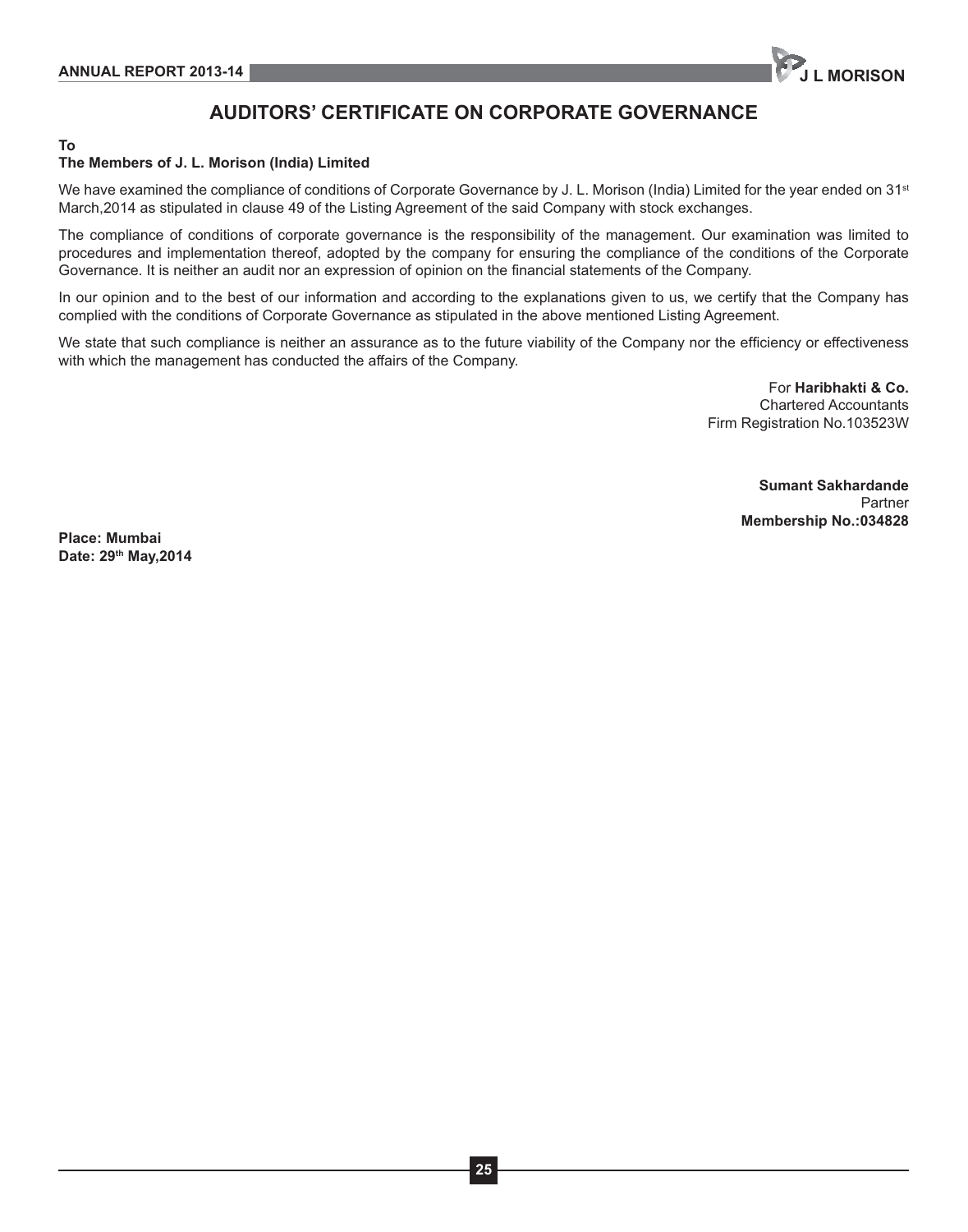# AUDITORS' CERTIFICATE ON CORPORATE GOVERNANCE

**To**
**The Members of J. L. Morison (India) Limited**

We have examined the compliance of conditions of Corporate Governance by J. L. Morison (India) Limited for the year ended on 31st March,2014 as stipulated in clause 49 of the Listing Agreement of the said Company with stock exchanges.

The compliance of conditions of corporate governance is the responsibility of the management. Our examination was limited to procedures and implementation thereof, adopted by the company for ensuring the compliance of the conditions of the Corporate Governance. It is neither an audit nor an expression of opinion on the financial statements of the Company.

In our opinion and to the best of our information and according to the explanations given to us, we certify that the Company has complied with the conditions of Corporate Governance as stipulated in the above mentioned Listing Agreement.

We state that such compliance is neither an assurance as to the future viability of the Company nor the efficiency or effectiveness with which the management has conducted the affairs of the Company.

For **Haribhakti & Co.**
Chartered Accountants
Firm Registration No.103523W

**Sumant Sakhardande**
Partner
**Membership No.:034828**

**Place: Mumbai**
**Date: 29th May,2014**